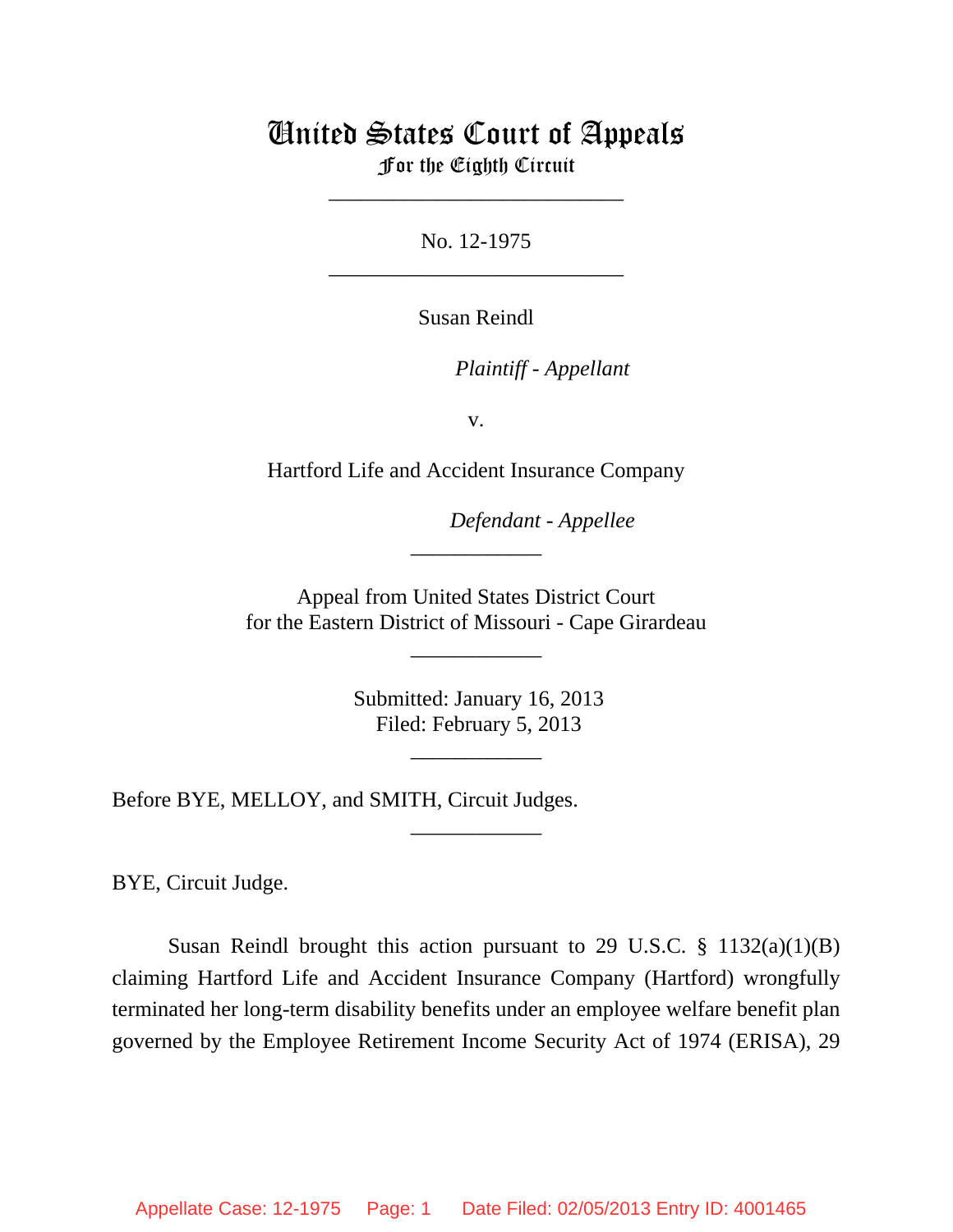# United States Court of Appeals
## For the Eighth Circuit

---

No. 12-1975

---

Susan Reindl

*Plaintiff - Appellant*

v.

Hartford Life and Accident Insurance Company

*Defendant - Appellee*

---

Appeal from United States District Court
for the Eastern District of Missouri - Cape Girardeau

---

Submitted: January 16, 2013
Filed: February 5, 2013

---

Before BYE, MELLOY, and SMITH, Circuit Judges.

---

BYE, Circuit Judge.

Susan Reindl brought this action pursuant to 29 U.S.C. § 1132(a)(1)(B) claiming Hartford Life and Accident Insurance Company (Hartford) wrongfully terminated her long-term disability benefits under an employee welfare benefit plan governed by the Employee Retirement Income Security Act of 1974 (ERISA), 29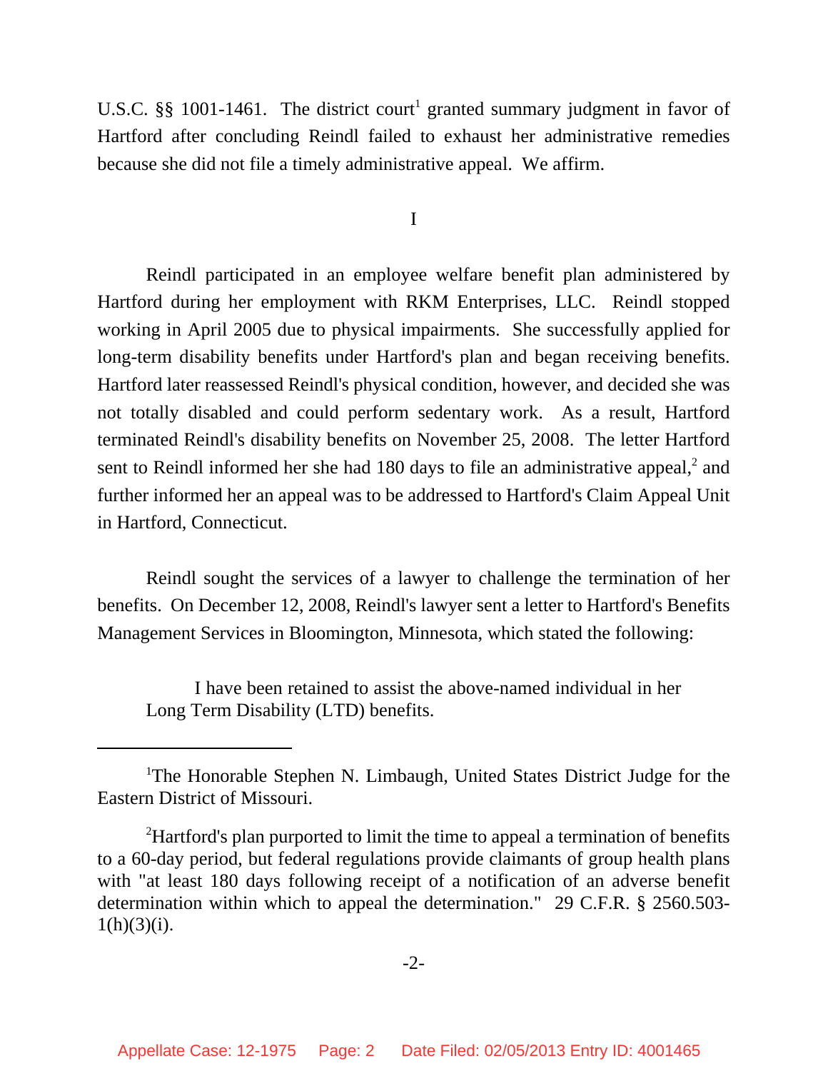U.S.C. §§ 1001-1461. The district court[1] granted summary judgment in favor of Hartford after concluding Reindl failed to exhaust her administrative remedies because she did not file a timely administrative appeal. We affirm.

I

Reindl participated in an employee welfare benefit plan administered by Hartford during her employment with RKM Enterprises, LLC. Reindl stopped working in April 2005 due to physical impairments. She successfully applied for long-term disability benefits under Hartford's plan and began receiving benefits. Hartford later reassessed Reindl's physical condition, however, and decided she was not totally disabled and could perform sedentary work. As a result, Hartford terminated Reindl's disability benefits on November 25, 2008. The letter Hartford sent to Reindl informed her she had 180 days to file an administrative appeal,[2] and further informed her an appeal was to be addressed to Hartford's Claim Appeal Unit in Hartford, Connecticut.

Reindl sought the services of a lawyer to challenge the termination of her benefits. On December 12, 2008, Reindl's lawyer sent a letter to Hartford's Benefits Management Services in Bloomington, Minnesota, which stated the following:

> I have been retained to assist the above-named individual in her Long Term Disability (LTD) benefits.

---

[1] The Honorable Stephen N. Limbaugh, United States District Judge for the Eastern District of Missouri.

[2] Hartford's plan purported to limit the time to appeal a termination of benefits to a 60-day period, but federal regulations provide claimants of group health plans with "at least 180 days following receipt of a notification of an adverse benefit determination within which to appeal the determination." 29 C.F.R. § 2560.503-1(h)(3)(i).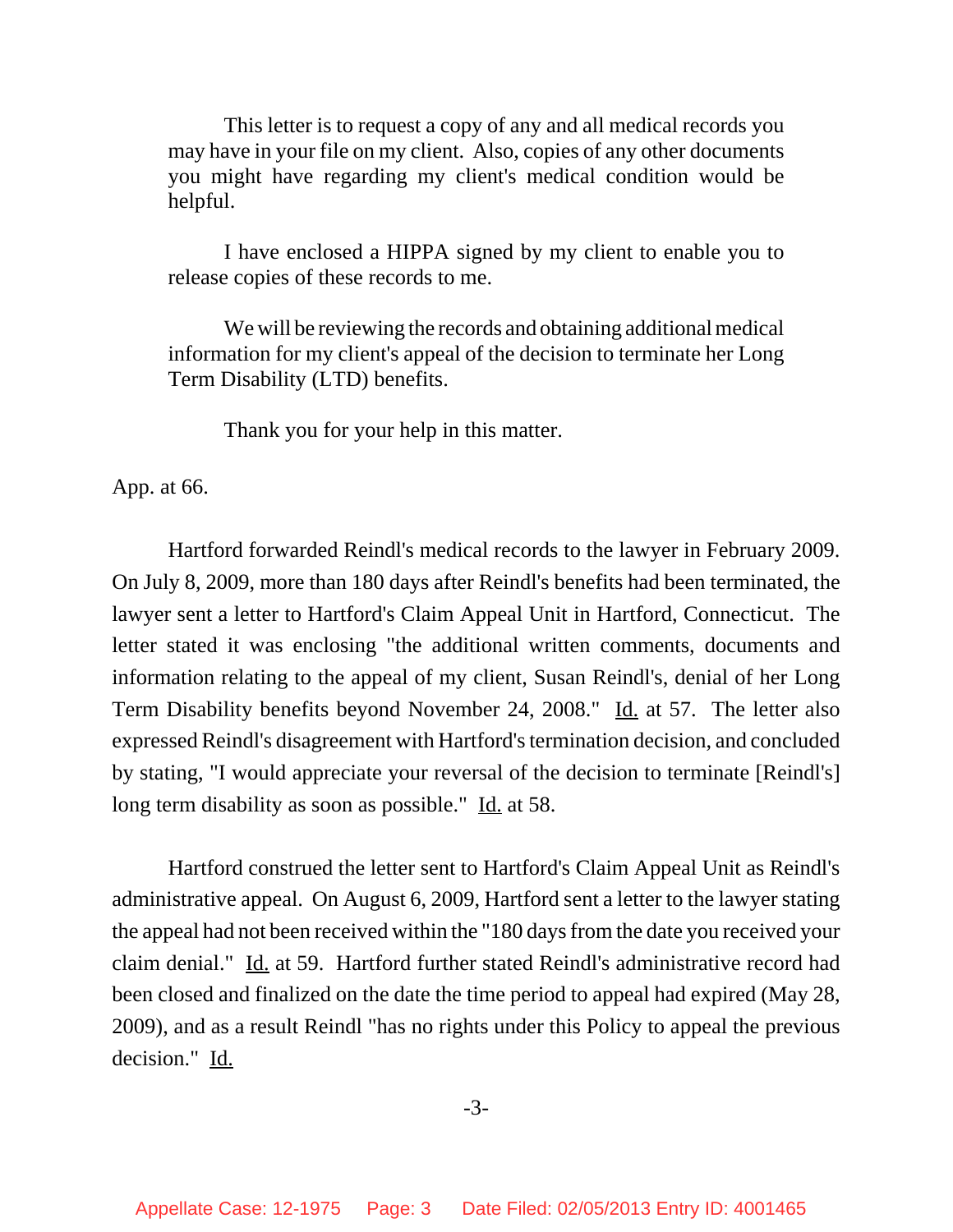> This letter is to request a copy of any and all medical records you may have in your file on my client. Also, copies of any other documents you might have regarding my client's medical condition would be helpful.
>
> I have enclosed a HIPPA signed by my client to enable you to release copies of these records to me.
>
> We will be reviewing the records and obtaining additional medical information for my client's appeal of the decision to terminate her Long Term Disability (LTD) benefits.
>
> Thank you for your help in this matter.

App. at 66.

Hartford forwarded Reindl's medical records to the lawyer in February 2009. On July 8, 2009, more than 180 days after Reindl's benefits had been terminated, the lawyer sent a letter to Hartford's Claim Appeal Unit in Hartford, Connecticut. The letter stated it was enclosing "the additional written comments, documents and information relating to the appeal of my client, Susan Reindl's, denial of her Long Term Disability benefits beyond November 24, 2008." Id. at 57. The letter also expressed Reindl's disagreement with Hartford's termination decision, and concluded by stating, "I would appreciate your reversal of the decision to terminate [Reindl's] long term disability as soon as possible." Id. at 58.

Hartford construed the letter sent to Hartford's Claim Appeal Unit as Reindl's administrative appeal. On August 6, 2009, Hartford sent a letter to the lawyer stating the appeal had not been received within the "180 days from the date you received your claim denial." Id. at 59. Hartford further stated Reindl's administrative record had been closed and finalized on the date the time period to appeal had expired (May 28, 2009), and as a result Reindl "has no rights under this Policy to appeal the previous decision." Id.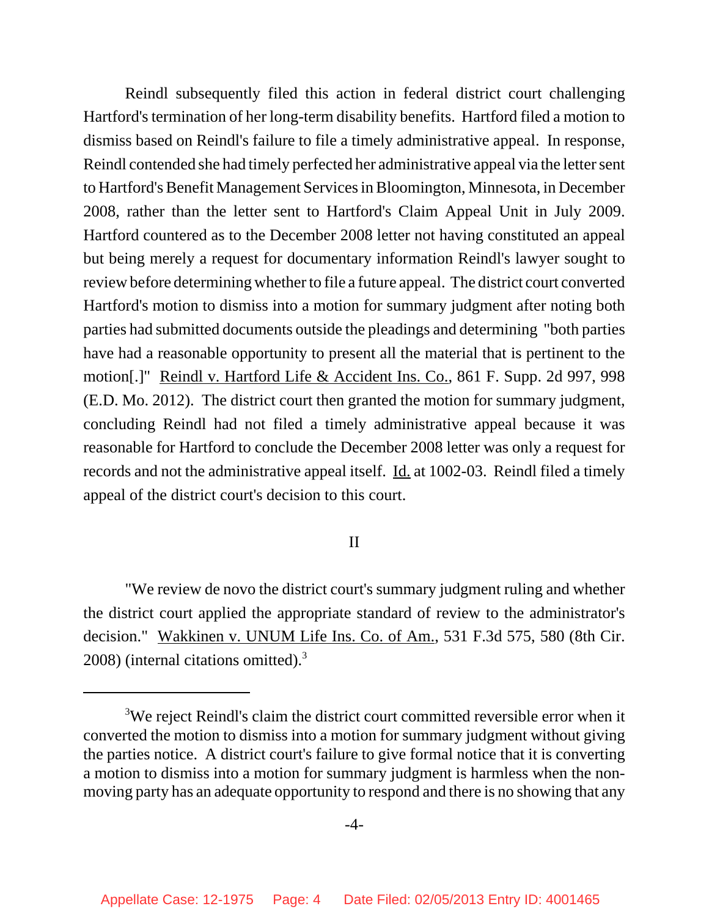Reindl subsequently filed this action in federal district court challenging Hartford's termination of her long-term disability benefits. Hartford filed a motion to dismiss based on Reindl's failure to file a timely administrative appeal. In response, Reindl contended she had timely perfected her administrative appeal via the letter sent to Hartford's Benefit Management Services in Bloomington, Minnesota, in December 2008, rather than the letter sent to Hartford's Claim Appeal Unit in July 2009. Hartford countered as to the December 2008 letter not having constituted an appeal but being merely a request for documentary information Reindl's lawyer sought to review before determining whether to file a future appeal. The district court converted Hartford's motion to dismiss into a motion for summary judgment after noting both parties had submitted documents outside the pleadings and determining "both parties have had a reasonable opportunity to present all the material that is pertinent to the motion[.]" Reindl v. Hartford Life & Accident Ins. Co., 861 F. Supp. 2d 997, 998 (E.D. Mo. 2012). The district court then granted the motion for summary judgment, concluding Reindl had not filed a timely administrative appeal because it was reasonable for Hartford to conclude the December 2008 letter was only a request for records and not the administrative appeal itself. Id. at 1002-03. Reindl filed a timely appeal of the district court's decision to this court.

## II

"We review de novo the district court's summary judgment ruling and whether the district court applied the appropriate standard of review to the administrator's decision." Wakkinen v. UNUM Life Ins. Co. of Am., 531 F.3d 575, 580 (8th Cir. 2008) (internal citations omitted).[3]

---

[3]We reject Reindl's claim the district court committed reversible error when it converted the motion to dismiss into a motion for summary judgment without giving the parties notice. A district court's failure to give formal notice that it is converting a motion to dismiss into a motion for summary judgment is harmless when the non-moving party has an adequate opportunity to respond and there is no showing that any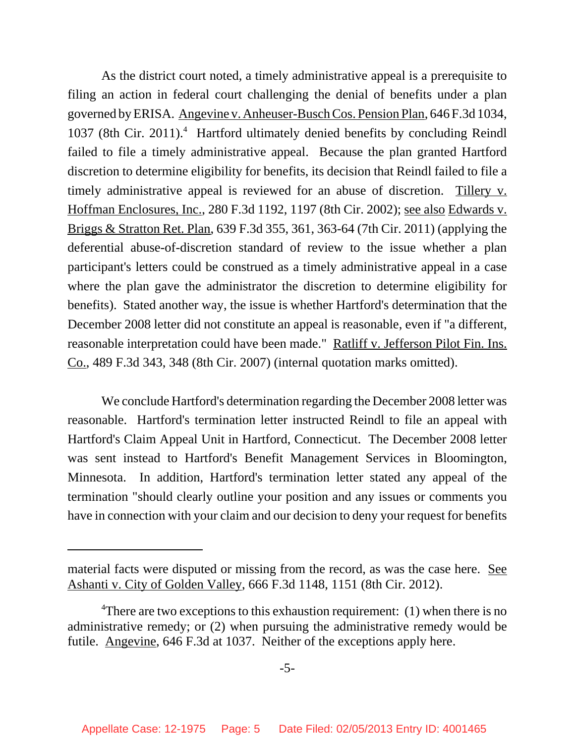As the district court noted, a timely administrative appeal is a prerequisite to filing an action in federal court challenging the denial of benefits under a plan governed by ERISA. Angevine v. Anheuser-Busch Cos. Pension Plan, 646 F.3d 1034, 1037 (8th Cir. 2011).[4] Hartford ultimately denied benefits by concluding Reindl failed to file a timely administrative appeal. Because the plan granted Hartford discretion to determine eligibility for benefits, its decision that Reindl failed to file a timely administrative appeal is reviewed for an abuse of discretion. Tillery v. Hoffman Enclosures, Inc., 280 F.3d 1192, 1197 (8th Cir. 2002); see also Edwards v. Briggs & Stratton Ret. Plan, 639 F.3d 355, 361, 363-64 (7th Cir. 2011) (applying the deferential abuse-of-discretion standard of review to the issue whether a plan participant's letters could be construed as a timely administrative appeal in a case where the plan gave the administrator the discretion to determine eligibility for benefits). Stated another way, the issue is whether Hartford's determination that the December 2008 letter did not constitute an appeal is reasonable, even if "a different, reasonable interpretation could have been made." Ratliff v. Jefferson Pilot Fin. Ins. Co., 489 F.3d 343, 348 (8th Cir. 2007) (internal quotation marks omitted).

We conclude Hartford's determination regarding the December 2008 letter was reasonable. Hartford's termination letter instructed Reindl to file an appeal with Hartford's Claim Appeal Unit in Hartford, Connecticut. The December 2008 letter was sent instead to Hartford's Benefit Management Services in Bloomington, Minnesota. In addition, Hartford's termination letter stated any appeal of the termination "should clearly outline your position and any issues or comments you have in connection with your claim and our decision to deny your request for benefits

---

material facts were disputed or missing from the record, as was the case here. See Ashanti v. City of Golden Valley, 666 F.3d 1148, 1151 (8th Cir. 2012).

[4]There are two exceptions to this exhaustion requirement: (1) when there is no administrative remedy; or (2) when pursuing the administrative remedy would be futile. Angevine, 646 F.3d at 1037. Neither of the exceptions apply here.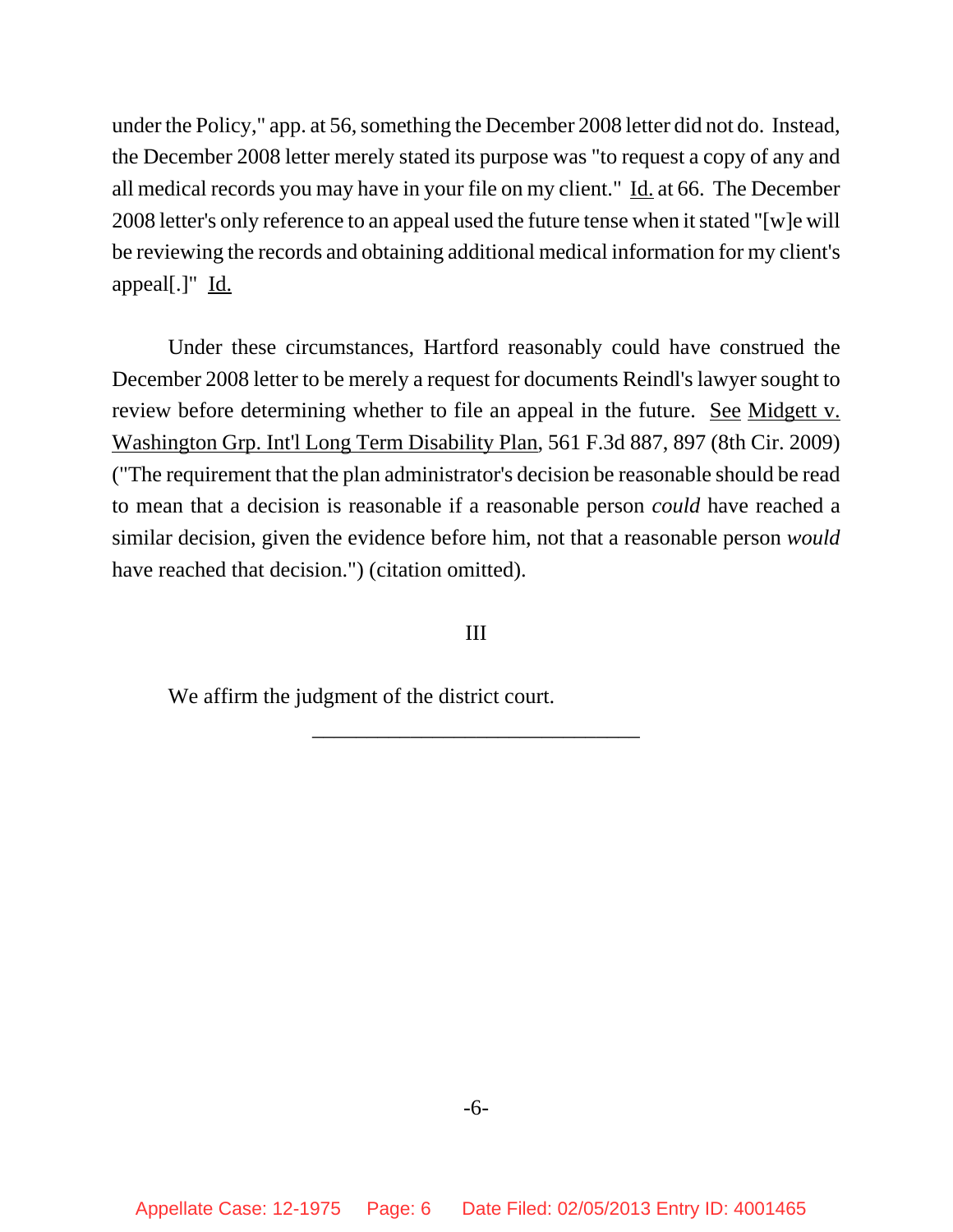under the Policy," app. at 56, something the December 2008 letter did not do. Instead, the December 2008 letter merely stated its purpose was "to request a copy of any and all medical records you may have in your file on my client." Id. at 66. The December 2008 letter's only reference to an appeal used the future tense when it stated "[w]e will be reviewing the records and obtaining additional medical information for my client's appeal[.]" Id.

Under these circumstances, Hartford reasonably could have construed the December 2008 letter to be merely a request for documents Reindl's lawyer sought to review before determining whether to file an appeal in the future. See Midgett v. Washington Grp. Int'l Long Term Disability Plan, 561 F.3d 887, 897 (8th Cir. 2009) ("The requirement that the plan administrator's decision be reasonable should be read to mean that a decision is reasonable if a reasonable person *could* have reached a similar decision, given the evidence before him, not that a reasonable person *would* have reached that decision.") (citation omitted).

III

We affirm the judgment of the district court.

______________________________